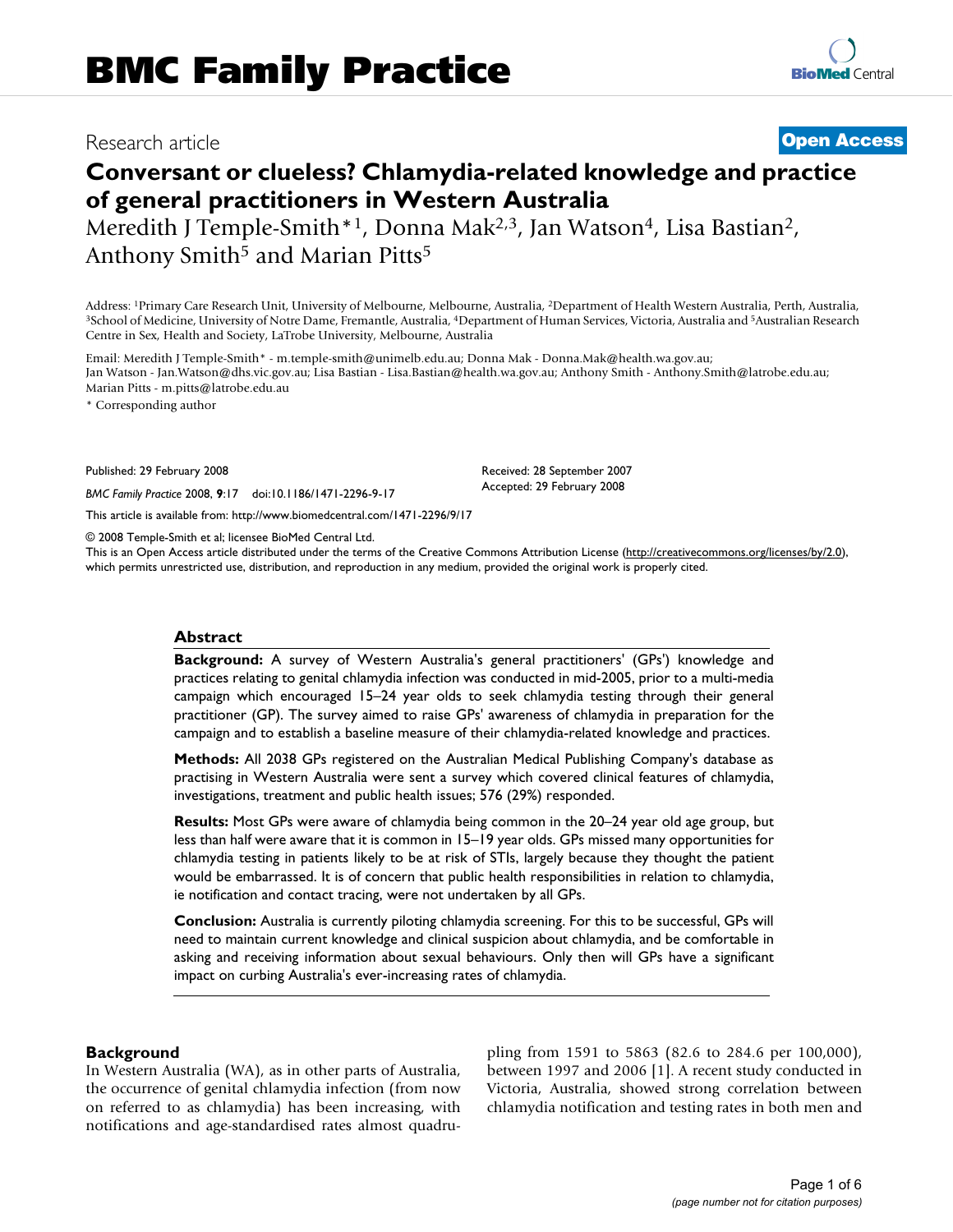# BMC Family Practice

Research article

**Open Access**

## Conversant or clueless? Chlamydia-related knowledge and practice of general practitioners in Western Australia

Meredith J Temple-Smith*[1], Donna Mak[2,3], Jan Watson[4], Lisa Bastian[2], Anthony Smith[5] and Marian Pitts[5]

Address: [1]Primary Care Research Unit, University of Melbourne, Melbourne, Australia, [2]Department of Health Western Australia, Perth, Australia, [3]School of Medicine, University of Notre Dame, Fremantle, Australia, [4]Department of Human Services, Victoria, Australia and [5]Australian Research Centre in Sex, Health and Society, LaTrobe University, Melbourne, Australia

Email: Meredith J Temple-Smith* - m.temple-smith@unimelb.edu.au; Donna Mak - Donna.Mak@health.wa.gov.au; Jan Watson - Jan.Watson@dhs.vic.gov.au; Lisa Bastian - Lisa.Bastian@health.wa.gov.au; Anthony Smith - Anthony.Smith@latrobe.edu.au; Marian Pitts - m.pitts@latrobe.edu.au

* Corresponding author

Published: 29 February 2008

*BMC Family Practice* 2008, **9**:17 doi:10.1186/1471-2296-9-17

Received: 28 September 2007
Accepted: 29 February 2008

This article is available from: http://www.biomedcentral.com/1471-2296/9/17

© 2008 Temple-Smith et al; licensee BioMed Central Ltd.
This is an Open Access article distributed under the terms of the Creative Commons Attribution License (http://creativecommons.org/licenses/by/2.0), which permits unrestricted use, distribution, and reproduction in any medium, provided the original work is properly cited.

### Abstract

**Background:** A survey of Western Australia's general practitioners' (GPs') knowledge and practices relating to genital chlamydia infection was conducted in mid-2005, prior to a multi-media campaign which encouraged 15–24 year olds to seek chlamydia testing through their general practitioner (GP). The survey aimed to raise GPs' awareness of chlamydia in preparation for the campaign and to establish a baseline measure of their chlamydia-related knowledge and practices.

**Methods:** All 2038 GPs registered on the Australian Medical Publishing Company's database as practising in Western Australia were sent a survey which covered clinical features of chlamydia, investigations, treatment and public health issues; 576 (29%) responded.

**Results:** Most GPs were aware of chlamydia being common in the 20–24 year old age group, but less than half were aware that it is common in 15–19 year olds. GPs missed many opportunities for chlamydia testing in patients likely to be at risk of STIs, largely because they thought the patient would be embarrassed. It is of concern that public health responsibilities in relation to chlamydia, ie notification and contact tracing, were not undertaken by all GPs.

**Conclusion:** Australia is currently piloting chlamydia screening. For this to be successful, GPs will need to maintain current knowledge and clinical suspicion about chlamydia, and be comfortable in asking and receiving information about sexual behaviours. Only then will GPs have a significant impact on curbing Australia's ever-increasing rates of chlamydia.

### Background

In Western Australia (WA), as in other parts of Australia, the occurrence of genital chlamydia infection (from now on referred to as chlamydia) has been increasing, with notifications and age-standardised rates almost quadrupling from 1591 to 5863 (82.6 to 284.6 per 100,000), between 1997 and 2006 [1]. A recent study conducted in Victoria, Australia, showed strong correlation between chlamydia notification and testing rates in both men and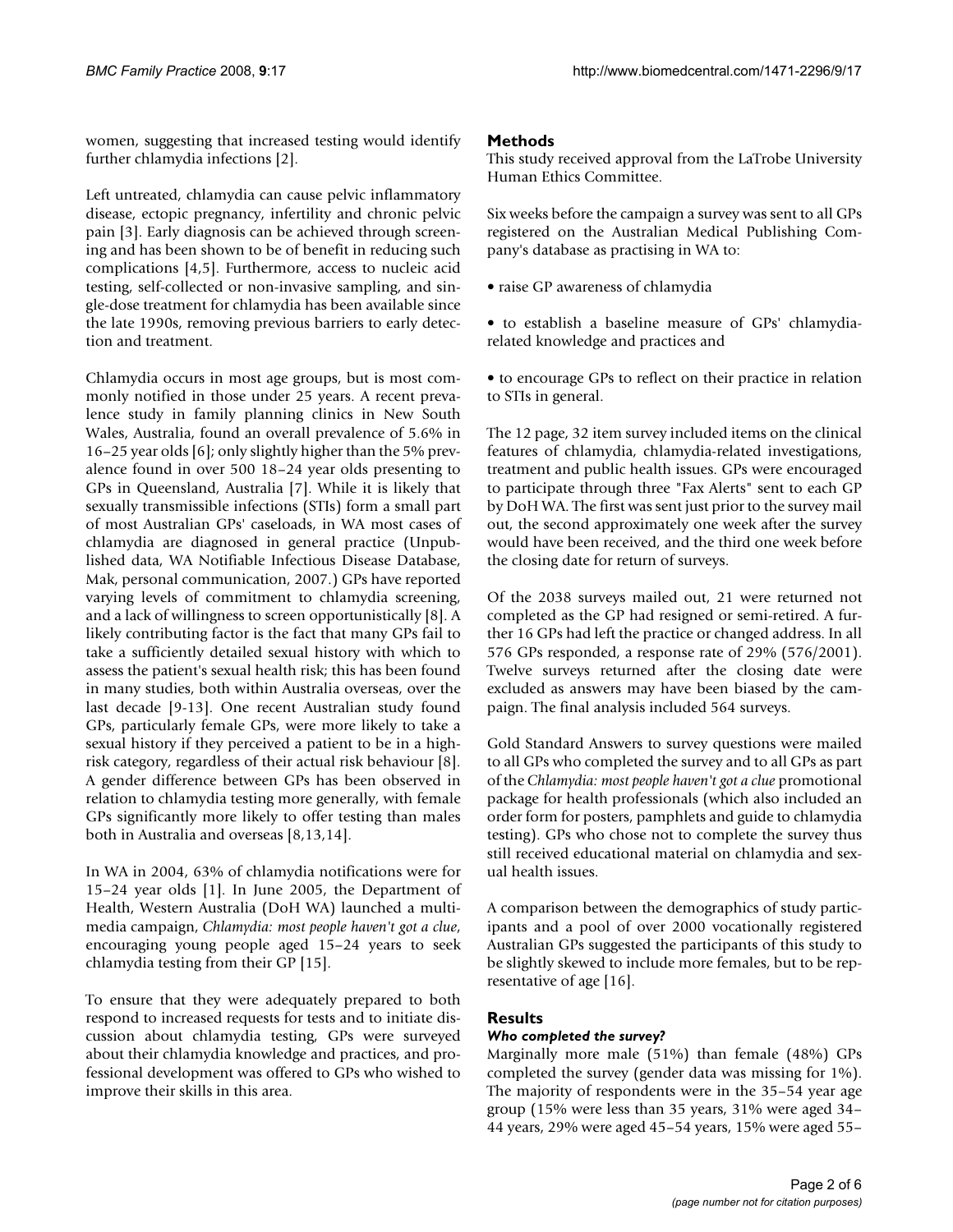women, suggesting that increased testing would identify further chlamydia infections [2].

Left untreated, chlamydia can cause pelvic inflammatory disease, ectopic pregnancy, infertility and chronic pelvic pain [3]. Early diagnosis can be achieved through screening and has been shown to be of benefit in reducing such complications [4,5]. Furthermore, access to nucleic acid testing, self-collected or non-invasive sampling, and single-dose treatment for chlamydia has been available since the late 1990s, removing previous barriers to early detection and treatment.

Chlamydia occurs in most age groups, but is most commonly notified in those under 25 years. A recent prevalence study in family planning clinics in New South Wales, Australia, found an overall prevalence of 5.6% in 16–25 year olds [6]; only slightly higher than the 5% prevalence found in over 500 18–24 year olds presenting to GPs in Queensland, Australia [7]. While it is likely that sexually transmissible infections (STIs) form a small part of most Australian GPs' caseloads, in WA most cases of chlamydia are diagnosed in general practice (Unpublished data, WA Notifiable Infectious Disease Database, Mak, personal communication, 2007.) GPs have reported varying levels of commitment to chlamydia screening, and a lack of willingness to screen opportunistically [8]. A likely contributing factor is the fact that many GPs fail to take a sufficiently detailed sexual history with which to assess the patient's sexual health risk; this has been found in many studies, both within Australia overseas, over the last decade [9-13]. One recent Australian study found GPs, particularly female GPs, were more likely to take a sexual history if they perceived a patient to be in a high-risk category, regardless of their actual risk behaviour [8]. A gender difference between GPs has been observed in relation to chlamydia testing more generally, with female GPs significantly more likely to offer testing than males both in Australia and overseas [8,13,14].

In WA in 2004, 63% of chlamydia notifications were for 15–24 year olds [1]. In June 2005, the Department of Health, Western Australia (DoH WA) launched a multimedia campaign, *Chlamydia: most people haven't got a clue*, encouraging young people aged 15–24 years to seek chlamydia testing from their GP [15].

To ensure that they were adequately prepared to both respond to increased requests for tests and to initiate discussion about chlamydia testing, GPs were surveyed about their chlamydia knowledge and practices, and professional development was offered to GPs who wished to improve their skills in this area.

## Methods

This study received approval from the LaTrobe University Human Ethics Committee.

Six weeks before the campaign a survey was sent to all GPs registered on the Australian Medical Publishing Company's database as practising in WA to:

- raise GP awareness of chlamydia
- to establish a baseline measure of GPs' chlamydia-related knowledge and practices and
- to encourage GPs to reflect on their practice in relation to STIs in general.

The 12 page, 32 item survey included items on the clinical features of chlamydia, chlamydia-related investigations, treatment and public health issues. GPs were encouraged to participate through three "Fax Alerts" sent to each GP by DoH WA. The first was sent just prior to the survey mail out, the second approximately one week after the survey would have been received, and the third one week before the closing date for return of surveys.

Of the 2038 surveys mailed out, 21 were returned not completed as the GP had resigned or semi-retired. A further 16 GPs had left the practice or changed address. In all 576 GPs responded, a response rate of 29% (576/2001). Twelve surveys returned after the closing date were excluded as answers may have been biased by the campaign. The final analysis included 564 surveys.

Gold Standard Answers to survey questions were mailed to all GPs who completed the survey and to all GPs as part of the *Chlamydia: most people haven't got a clue* promotional package for health professionals (which also included an order form for posters, pamphlets and guide to chlamydia testing). GPs who chose not to complete the survey thus still received educational material on chlamydia and sexual health issues.

A comparison between the demographics of study participants and a pool of over 2000 vocationally registered Australian GPs suggested the participants of this study to be slightly skewed to include more females, but to be representative of age [16].

## Results

### *Who completed the survey?*

Marginally more male (51%) than female (48%) GPs completed the survey (gender data was missing for 1%). The majority of respondents were in the 35–54 year age group (15% were less than 35 years, 31% were aged 34–44 years, 29% were aged 45–54 years, 15% were aged 55–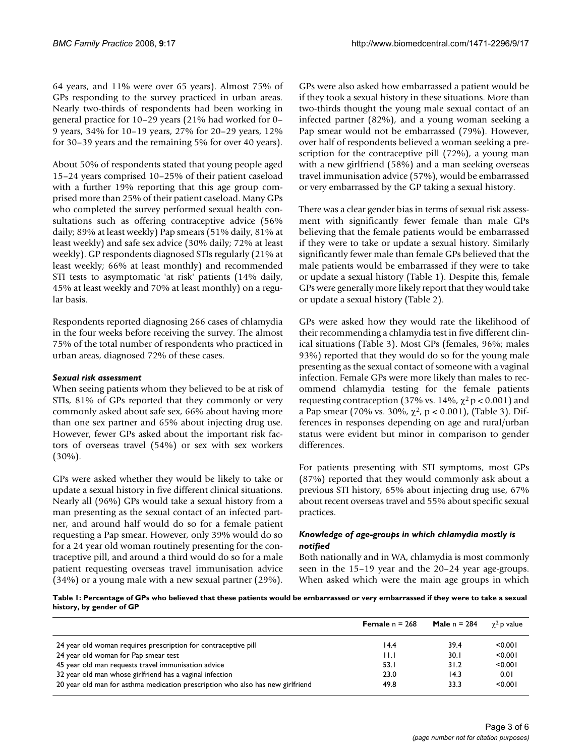64 years, and 11% were over 65 years). Almost 75% of GPs responding to the survey practiced in urban areas. Nearly two-thirds of respondents had been working in general practice for 10–29 years (21% had worked for 0–9 years, 34% for 10–19 years, 27% for 20–29 years, 12% for 30–39 years and the remaining 5% for over 40 years).

About 50% of respondents stated that young people aged 15–24 years comprised 10–25% of their patient caseload with a further 19% reporting that this age group comprised more than 25% of their patient caseload. Many GPs who completed the survey performed sexual health consultations such as offering contraceptive advice (56% daily; 89% at least weekly) Pap smears (51% daily, 81% at least weekly) and safe sex advice (30% daily; 72% at least weekly). GP respondents diagnosed STIs regularly (21% at least weekly; 66% at least monthly) and recommended STI tests to asymptomatic 'at risk' patients (14% daily, 45% at least weekly and 70% at least monthly) on a regular basis.

Respondents reported diagnosing 266 cases of chlamydia in the four weeks before receiving the survey. The almost 75% of the total number of respondents who practiced in urban areas, diagnosed 72% of these cases.

### *Sexual risk assessment*

When seeing patients whom they believed to be at risk of STIs, 81% of GPs reported that they commonly or very commonly asked about safe sex, 66% about having more than one sex partner and 65% about injecting drug use. However, fewer GPs asked about the important risk factors of overseas travel (54%) or sex with sex workers (30%).

GPs were asked whether they would be likely to take or update a sexual history in five different clinical situations. Nearly all (96%) GPs would take a sexual history from a man presenting as the sexual contact of an infected partner, and around half would do so for a female patient requesting a Pap smear. However, only 39% would do so for a 24 year old woman routinely presenting for the contraceptive pill, and around a third would do so for a male patient requesting overseas travel immunisation advice (34%) or a young male with a new sexual partner (29%).

GPs were also asked how embarrassed a patient would be if they took a sexual history in these situations. More than two-thirds thought the young male sexual contact of an infected partner (82%), and a young woman seeking a Pap smear would not be embarrassed (79%). However, over half of respondents believed a woman seeking a prescription for the contraceptive pill (72%), a young man with a new girlfriend (58%) and a man seeking overseas travel immunisation advice (57%), would be embarrassed or very embarrassed by the GP taking a sexual history.

There was a clear gender bias in terms of sexual risk assessment with significantly fewer female than male GPs believing that the female patients would be embarrassed if they were to take or update a sexual history. Similarly significantly fewer male than female GPs believed that the male patients would be embarrassed if they were to take or update a sexual history (Table 1). Despite this, female GPs were generally more likely report that they would take or update a sexual history (Table 2).

GPs were asked how they would rate the likelihood of their recommending a chlamydia test in five different clinical situations (Table 3). Most GPs (females, 96%; males 93%) reported that they would do so for the young male presenting as the sexual contact of someone with a vaginal infection. Female GPs were more likely than males to recommend chlamydia testing for the female patients requesting contraception (37% vs. 14%, $\chi^2$ $p < 0.001$) and a Pap smear (70% vs. 30%, $\chi^2$, $p < 0.001$), (Table 3). Differences in responses depending on age and rural/urban status were evident but minor in comparison to gender differences.

For patients presenting with STI symptoms, most GPs (87%) reported that they would commonly ask about a previous STI history, 65% about injecting drug use, 67% about recent overseas travel and 55% about specific sexual practices.

### *Knowledge of age-groups in which chlamydia mostly is notified*

Both nationally and in WA, chlamydia is most commonly seen in the 15–19 year and the 20–24 year age-groups. When asked which were the main age groups in which

**Table 1: Percentage of GPs who believed that these patients would be embarrassed or very embarrassed if they were to take a sexual history, by gender of GP**

| | **Female** n = 268 | **Male** n = 284 | $\chi^2$ p value |
|---|---|---|---|
| 24 year old woman requires prescription for contraceptive pill | 14.4 | 39.4 | <0.001 |
| 24 year old woman for Pap smear test | 11.1 | 30.1 | <0.001 |
| 45 year old man requests travel immunisation advice | 53.1 | 31.2 | <0.001 |
| 32 year old man whose girlfriend has a vaginal infection | 23.0 | 14.3 | 0.01 |
| 20 year old man for asthma medication prescription who also has new girlfriend | 49.8 | 33.3 | <0.001 |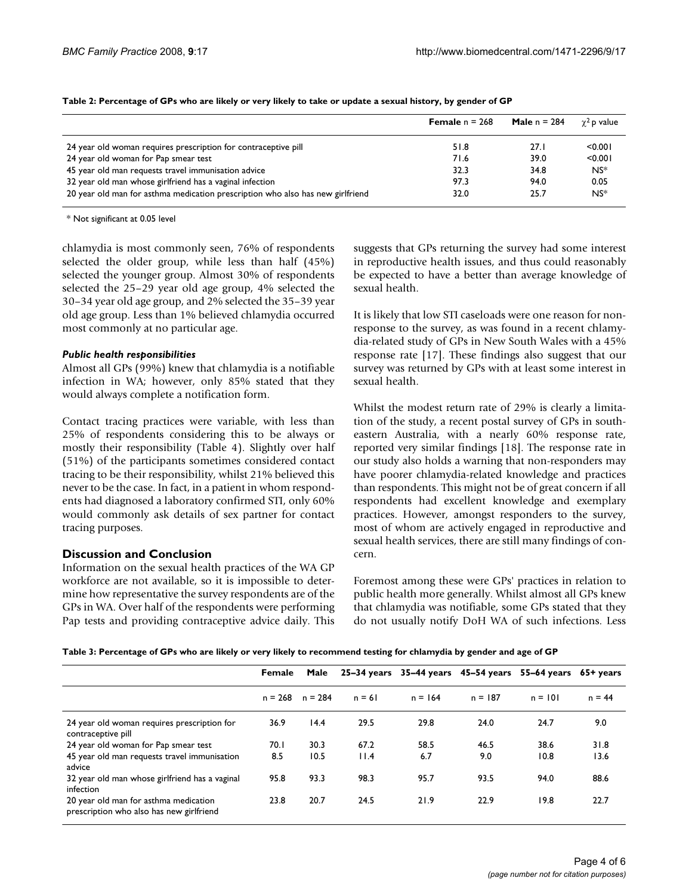**Table 2: Percentage of GPs who are likely or very likely to take or update a sexual history, by gender of GP**

| | **Female** n = 268 | **Male** n = 284 | $\chi^2$ p value |
|---|---|---|---|
| 24 year old woman requires prescription for contraceptive pill | 51.8 | 27.1 | <0.001 |
| 24 year old woman for Pap smear test | 71.6 | 39.0 | <0.001 |
| 45 year old man requests travel immunisation advice | 32.3 | 34.8 | NS* |
| 32 year old man whose girlfriend has a vaginal infection | 97.3 | 94.0 | 0.05 |
| 20 year old man for asthma medication prescription who also has new girlfriend | 32.0 | 25.7 | NS* |

\* Not significant at 0.05 level

chlamydia is most commonly seen, 76% of respondents selected the older group, while less than half (45%) selected the younger group. Almost 30% of respondents selected the 25–29 year old age group, 4% selected the 30–34 year old age group, and 2% selected the 35–39 year old age group. Less than 1% believed chlamydia occurred most commonly at no particular age.

#### *Public health responsibilities*

Almost all GPs (99%) knew that chlamydia is a notifiable infection in WA; however, only 85% stated that they would always complete a notification form.

Contact tracing practices were variable, with less than 25% of respondents considering this to be always or mostly their responsibility (Table 4). Slightly over half (51%) of the participants sometimes considered contact tracing to be their responsibility, whilst 21% believed this never to be the case. In fact, in a patient in whom respondents had diagnosed a laboratory confirmed STI, only 60% would commonly ask details of sex partner for contact tracing purposes.

## Discussion and Conclusion

Information on the sexual health practices of the WA GP workforce are not available, so it is impossible to determine how representative the survey respondents are of the GPs in WA. Over half of the respondents were performing Pap tests and providing contraceptive advice daily. This suggests that GPs returning the survey had some interest in reproductive health issues, and thus could reasonably be expected to have a better than average knowledge of sexual health.

It is likely that low STI caseloads were one reason for non-response to the survey, as was found in a recent chlamydia-related study of GPs in New South Wales with a 45% response rate [17]. These findings also suggest that our survey was returned by GPs with at least some interest in sexual health.

Whilst the modest return rate of 29% is clearly a limitation of the study, a recent postal survey of GPs in south-eastern Australia, with a nearly 60% response rate, reported very similar findings [18]. The response rate in our study also holds a warning that non-responders may have poorer chlamydia-related knowledge and practices than respondents. This might not be of great concern if all respondents had excellent knowledge and exemplary practices. However, amongst responders to the survey, most of whom are actively engaged in reproductive and sexual health services, there are still many findings of concern.

Foremost among these were GPs' practices in relation to public health more generally. Whilst almost all GPs knew that chlamydia was notifiable, some GPs stated that they do not usually notify DoH WA of such infections. Less

**Table 3: Percentage of GPs who are likely or very likely to recommend testing for chlamydia by gender and age of GP**

| | **Female** | **Male** | **25–34 years** | **35–44 years** | **45–54 years** | **55–64 years** | **65+ years** |
|---|---|---|---|---|---|---|---|
| | n = 268 | n = 284 | n = 61 | n = 164 | n = 187 | n = 101 | n = 44 |
| 24 year old woman requires prescription for contraceptive pill | 36.9 | 14.4 | 29.5 | 29.8 | 24.0 | 24.7 | 9.0 |
| 24 year old woman for Pap smear test | 70.1 | 30.3 | 67.2 | 58.5 | 46.5 | 38.6 | 31.8 |
| 45 year old man requests travel immunisation advice | 8.5 | 10.5 | 11.4 | 6.7 | 9.0 | 10.8 | 13.6 |
| 32 year old man whose girlfriend has a vaginal infection | 95.8 | 93.3 | 98.3 | 95.7 | 93.5 | 94.0 | 88.6 |
| 20 year old man for asthma medication prescription who also has new girlfriend | 23.8 | 20.7 | 24.5 | 21.9 | 22.9 | 19.8 | 22.7 |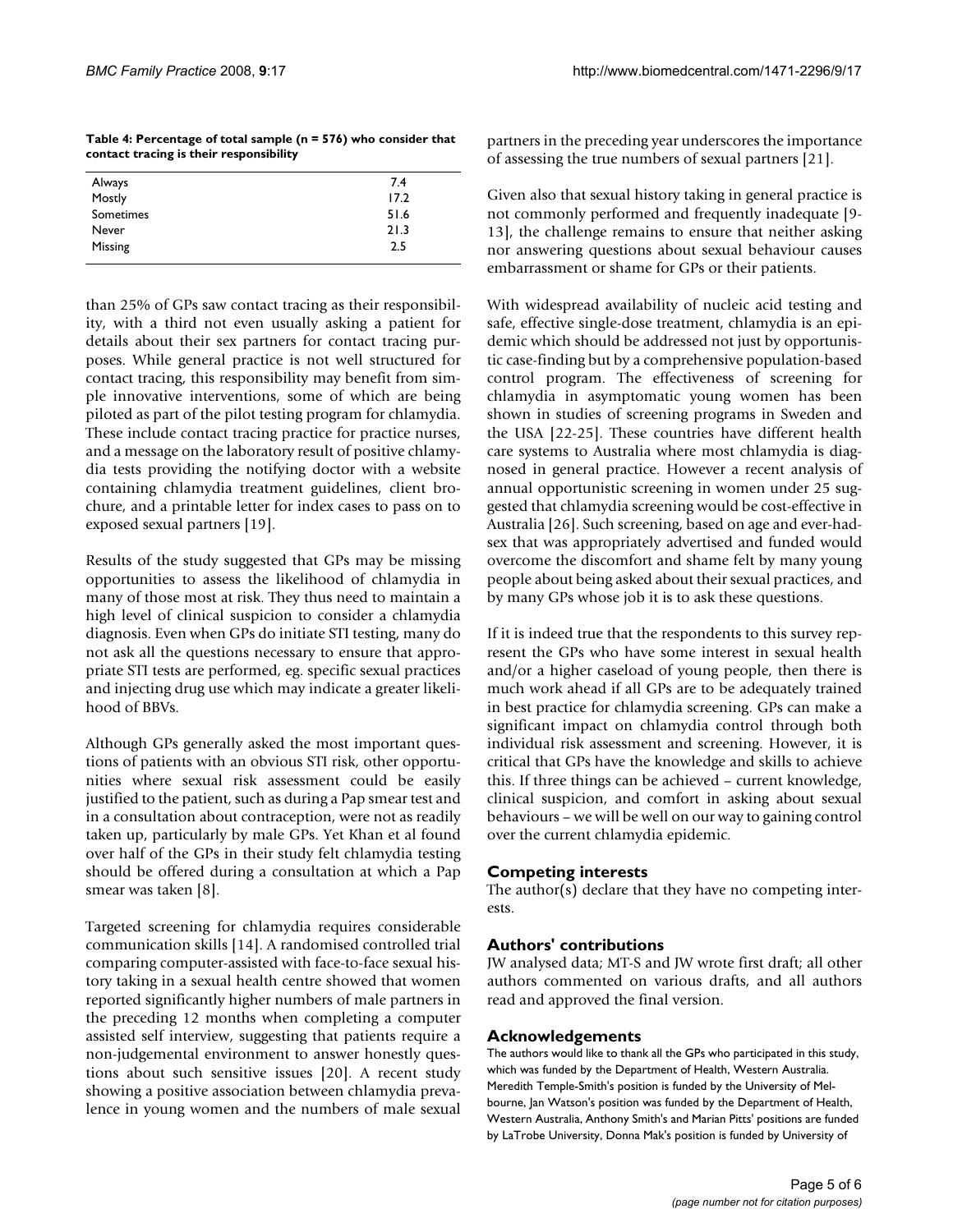**Table 4: Percentage of total sample (n = 576) who consider that contact tracing is their responsibility**

| | |
|---|---|
| Always | 7.4 |
| Mostly | 17.2 |
| Sometimes | 51.6 |
| Never | 21.3 |
| Missing | 2.5 |

than 25% of GPs saw contact tracing as their responsibility, with a third not even usually asking a patient for details about their sex partners for contact tracing purposes. While general practice is not well structured for contact tracing, this responsibility may benefit from simple innovative interventions, some of which are being piloted as part of the pilot testing program for chlamydia. These include contact tracing practice for practice nurses, and a message on the laboratory result of positive chlamydia tests providing the notifying doctor with a website containing chlamydia treatment guidelines, client brochure, and a printable letter for index cases to pass on to exposed sexual partners [19].

Results of the study suggested that GPs may be missing opportunities to assess the likelihood of chlamydia in many of those most at risk. They thus need to maintain a high level of clinical suspicion to consider a chlamydia diagnosis. Even when GPs do initiate STI testing, many do not ask all the questions necessary to ensure that appropriate STI tests are performed, eg. specific sexual practices and injecting drug use which may indicate a greater likelihood of BBVs.

Although GPs generally asked the most important questions of patients with an obvious STI risk, other opportunities where sexual risk assessment could be easily justified to the patient, such as during a Pap smear test and in a consultation about contraception, were not as readily taken up, particularly by male GPs. Yet Khan et al found over half of the GPs in their study felt chlamydia testing should be offered during a consultation at which a Pap smear was taken [8].

Targeted screening for chlamydia requires considerable communication skills [14]. A randomised controlled trial comparing computer-assisted with face-to-face sexual history taking in a sexual health centre showed that women reported significantly higher numbers of male partners in the preceding 12 months when completing a computer assisted self interview, suggesting that patients require a non-judgemental environment to answer honestly questions about such sensitive issues [20]. A recent study showing a positive association between chlamydia prevalence in young women and the numbers of male sexual partners in the preceding year underscores the importance of assessing the true numbers of sexual partners [21].

Given also that sexual history taking in general practice is not commonly performed and frequently inadequate [9-13], the challenge remains to ensure that neither asking nor answering questions about sexual behaviour causes embarrassment or shame for GPs or their patients.

With widespread availability of nucleic acid testing and safe, effective single-dose treatment, chlamydia is an epidemic which should be addressed not just by opportunistic case-finding but by a comprehensive population-based control program. The effectiveness of screening for chlamydia in asymptomatic young women has been shown in studies of screening programs in Sweden and the USA [22-25]. These countries have different health care systems to Australia where most chlamydia is diagnosed in general practice. However a recent analysis of annual opportunistic screening in women under 25 suggested that chlamydia screening would be cost-effective in Australia [26]. Such screening, based on age and ever-had-sex that was appropriately advertised and funded would overcome the discomfort and shame felt by many young people about being asked about their sexual practices, and by many GPs whose job it is to ask these questions.

If it is indeed true that the respondents to this survey represent the GPs who have some interest in sexual health and/or a higher caseload of young people, then there is much work ahead if all GPs are to be adequately trained in best practice for chlamydia screening. GPs can make a significant impact on chlamydia control through both individual risk assessment and screening. However, it is critical that GPs have the knowledge and skills to achieve this. If three things can be achieved – current knowledge, clinical suspicion, and comfort in asking about sexual behaviours – we will be well on our way to gaining control over the current chlamydia epidemic.

## Competing interests

The author(s) declare that they have no competing interests.

## Authors' contributions

JW analysed data; MT-S and JW wrote first draft; all other authors commented on various drafts, and all authors read and approved the final version.

## Acknowledgements

The authors would like to thank all the GPs who participated in this study, which was funded by the Department of Health, Western Australia. Meredith Temple-Smith's position is funded by the University of Melbourne, Jan Watson's position was funded by the Department of Health, Western Australia, Anthony Smith's and Marian Pitts' positions are funded by LaTrobe University, Donna Mak's position is funded by University of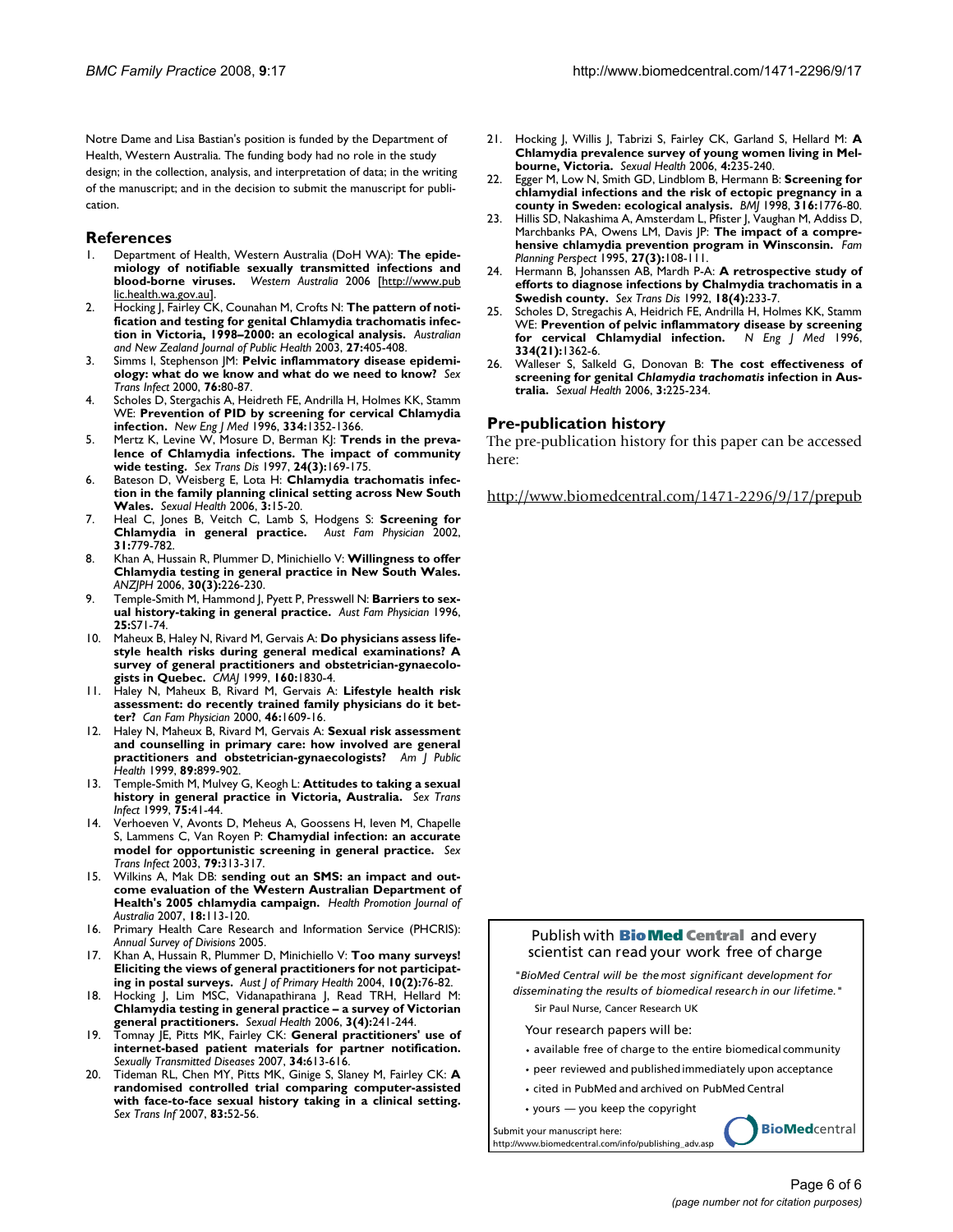Notre Dame and Lisa Bastian's position is funded by the Department of Health, Western Australia. The funding body had no role in the study design; in the collection, analysis, and interpretation of data; in the writing of the manuscript; and in the decision to submit the manuscript for publication.

## References

1. Department of Health, Western Australia (DoH WA): **The epidemiology of notifiable sexually transmitted infections and blood-borne viruses.** *Western Australia* 2006 [http://www.public.health.wa.gov.au].
2. Hocking J, Fairley CK, Counahan M, Crofts N: **The pattern of notification and testing for genital Chlamydia trachomatis infection in Victoria, 1998–2000: an ecological analysis.** *Australian and New Zealand Journal of Public Health* 2003, **27:**405-408.
3. Simms I, Stephenson JM: **Pelvic inflammatory disease epidemiology: what do we know and what do we need to know?** *Sex Trans Infect* 2000, **76:**80-87.
4. Scholes D, Stergachis A, Heidreth FE, Andrilla H, Holmes KK, Stamm WE: **Prevention of PID by screening for cervical Chlamydia infection.** *New Eng J Med* 1996, **334:**1352-1366.
5. Mertz K, Levine W, Mosure D, Berman KJ: **Trends in the prevalence of Chlamydia infections. The impact of community wide testing.** *Sex Trans Dis* 1997, **24(3):**169-175.
6. Bateson D, Weisberg E, Lota H: **Chlamydia trachomatis infection in the family planning clinical setting across New South Wales.** *Sexual Health* 2006, **3:**15-20.
7. Heal C, Jones B, Veitch C, Lamb S, Hodgens S: **Screening for Chlamydia in general practice.** *Aust Fam Physician* 2002, **31:**779-782.
8. Khan A, Hussain R, Plummer D, Minichiello V: **Willingness to offer Chlamydia testing in general practice in New South Wales.** *ANZJPH* 2006, **30(3):**226-230.
9. Temple-Smith M, Hammond J, Pyett P, Presswell N: **Barriers to sexual history-taking in general practice.** *Aust Fam Physician* 1996, **25:**S71-74.
10. Maheux B, Haley N, Rivard M, Gervais A: **Do physicians assess lifestyle health risks during general medical examinations? A survey of general practitioners and obstetrician-gynaecologists in Quebec.** *CMAJ* 1999, **160:**1830-4.
11. Haley N, Maheux B, Rivard M, Gervais A: **Lifestyle health risk assessment: do recently trained family physicians do it better?** *Can Fam Physician* 2000, **46:**1609-16.
12. Haley N, Maheux B, Rivard M, Gervais A: **Sexual risk assessment and counselling in primary care: how involved are general practitioners and obstetrician-gynaecologists?** *Am J Public Health* 1999, **89:**899-902.
13. Temple-Smith M, Mulvey G, Keogh L: **Attitudes to taking a sexual history in general practice in Victoria, Australia.** *Sex Trans Infect* 1999, **75:**41-44.
14. Verhoeven V, Avonts D, Meheus A, Goossens H, Ieven M, Chapelle S, Lammens C, Van Royen P: **Chamydial infection: an accurate model for opportunistic screening in general practice.** *Sex Trans Infect* 2003, **79:**313-317.
15. Wilkins A, Mak DB: **sending out an SMS: an impact and outcome evaluation of the Western Australian Department of Health's 2005 chlamydia campaign.** *Health Promotion Journal of Australia* 2007, **18:**113-120.
16. Primary Health Care Research and Information Service (PHCRIS): *Annual Survey of Divisions* 2005.
17. Khan A, Hussain R, Plummer D, Minichiello V: **Too many surveys! Eliciting the views of general practitioners for not participating in postal surveys.** *Aust J of Primary Health* 2004, **10(2):**76-82.
18. Hocking J, Lim MSC, Vidanapathirana J, Read TRH, Hellard M: **Chlamydia testing in general practice – a survey of Victorian general practitioners.** *Sexual Health* 2006, **3(4):**241-244.
19. Tomnay JE, Pitts MK, Fairley CK: **General practitioners' use of internet-based patient materials for partner notification.** *Sexually Transmitted Diseases* 2007, **34:**613-616.
20. Tideman RL, Chen MY, Pitts MK, Ginige S, Slaney M, Fairley CK: **A randomised controlled trial comparing computer-assisted with face-to-face sexual history taking in a clinical setting.** *Sex Trans Inf* 2007, **83:**52-56.
21. Hocking J, Willis J, Tabrizi S, Fairley CK, Garland S, Hellard M: **A Chlamydia prevalence survey of young women living in Melbourne, Victoria.** *Sexual Health* 2006, **4:**235-240.
22. Egger M, Low N, Smith GD, Lindblom B, Hermann B: **Screening for chlamydial infections and the risk of ectopic pregnancy in a county in Sweden: ecological analysis.** *BMJ* 1998, **316:**1776-80.
23. Hillis SD, Nakashima A, Amsterdam L, Pfister J, Vaughan M, Addiss D, Marchbanks PA, Owens LM, Davis JP: **The impact of a comprehensive chlamydia prevention program in Winsconsin.** *Fam Planning Perspect* 1995, **27(3):**108-111.
24. Hermann B, Johanssen AB, Mardh P-A: **A retrospective study of efforts to diagnose infections by Chalmydia trachomatis in a Swedish county.** *Sex Trans Dis* 1992, **18(4):**233-7.
25. Scholes D, Stregachis A, Heidrich FE, Andrilla H, Holmes KK, Stamm WE: **Prevention of pelvic inflammatory disease by screening for cervical Chlamydial infection.** *N Eng J Med* 1996, **334(21):**1362-6.
26. Walleser S, Salkeld G, Donovan B: **The cost effectiveness of screening for genital *Chlamydia trachomatis* infection in Australia.** *Sexual Health* 2006, **3:**225-234.

## Pre-publication history

The pre-publication history for this paper can be accessed here:

http://www.biomedcentral.com/1471-2296/9/17/prepub

Publish with **BioMed Central** and every scientist can read your work free of charge

*"BioMed Central will be the most significant development for disseminating the results of biomedical research in our lifetime."*

Sir Paul Nurse, Cancer Research UK

Your research papers will be:

- available free of charge to the entire biomedical community
- peer reviewed and published immediately upon acceptance
- cited in PubMed and archived on PubMed Central
- yours — you keep the copyright

Submit your manuscript here:
http://www.biomedcentral.com/info/publishing_adv.asp

BioMedcentral